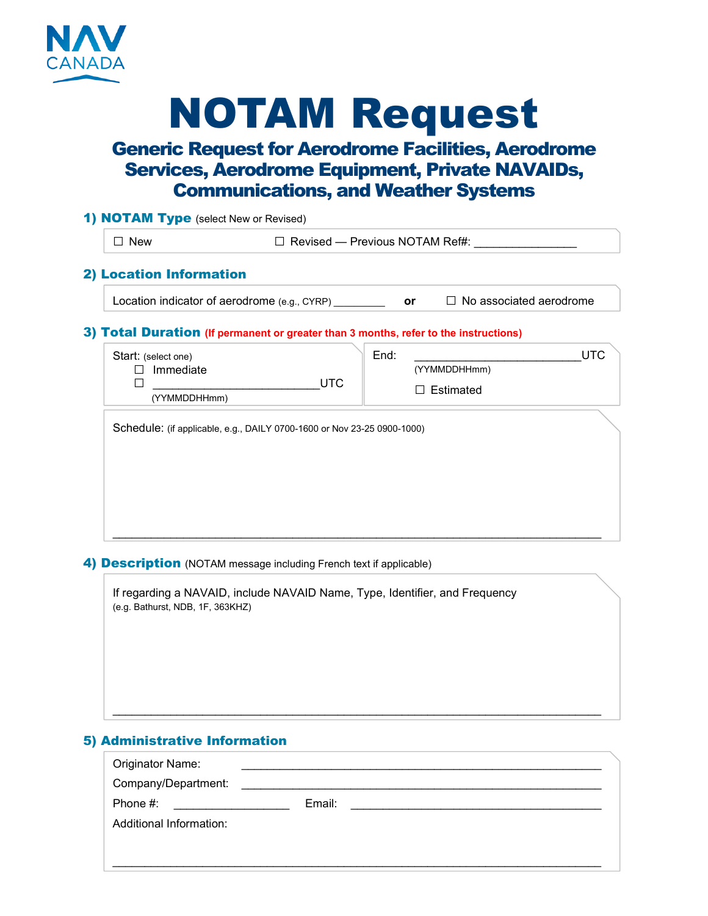NAV CANADA

# NOTAM Request

## Generic Request for Aerodrome Facilities, Aerodrome Services, Aerodrome Equipment, Private NAVAIDs, Communications, and Weather Systems

### 1) NOTAM Type (select New or Revised)

☐ New ☐ Revised — Previous NOTAM Ref#: _______________

### 2) Location Information

Location indicator of aerodrome (e.g., CYRP) ________ **or** ☐ No associated aerodrome

### 3) Total Duration (If permanent or greater than 3 months, refer to the instructions)

Start: (select one)
- ☐ Immediate
- ☐ _________________________UTC (YYMMDDHHmm)

End: _________________________UTC (YYMMDDHHmm)
- ☐ Estimated

Schedule: (if applicable, e.g., DAILY 0700-1600 or Nov 23-25 0900-1000)

_______________________________________________________________________

### 4) Description (NOTAM message including French text if applicable)

If regarding a NAVAID, include NAVAID Name, Type, Identifier, and Frequency
(e.g. Bathurst, NDB, 1F, 363KHZ)

_______________________________________________________________________

### 5) Administrative Information

Originator Name: _______________________________________________

Company/Department: _______________________________________________

Phone #: _________________ Email: ______________________________________

Additional Information:

_______________________________________________________________________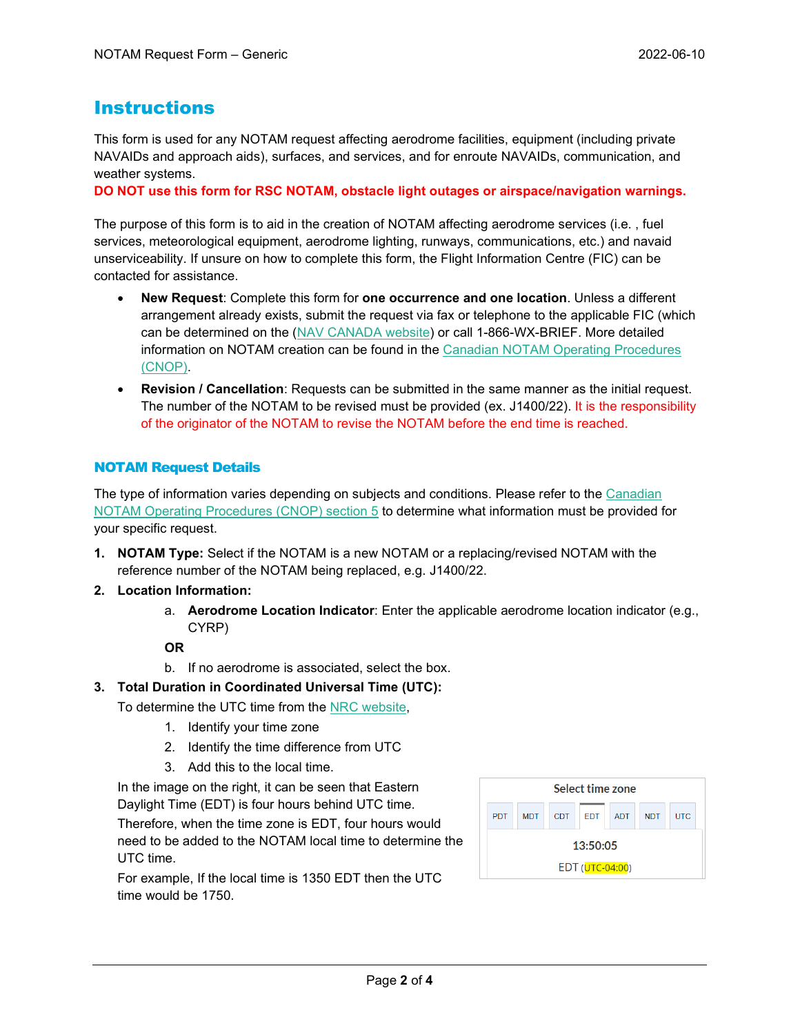# Instructions

This form is used for any NOTAM request affecting aerodrome facilities, equipment (including private NAVAIDs and approach aids), surfaces, and services, and for enroute NAVAIDs, communication, and weather systems.

**DO NOT use this form for RSC NOTAM, obstacle light outages or airspace/navigation warnings.**

The purpose of this form is to aid in the creation of NOTAM affecting aerodrome services (i.e. , fuel services, meteorological equipment, aerodrome lighting, runways, communications, etc.) and navaid unserviceability. If unsure on how to complete this form, the Flight Information Centre (FIC) can be contacted for assistance.

- **New Request**: Complete this form for **one occurrence and one location**. Unless a different arrangement already exists, submit the request via fax or telephone to the applicable FIC (which can be determined on the (NAV CANADA website) or call 1-866-WX-BRIEF. More detailed information on NOTAM creation can be found in the Canadian NOTAM Operating Procedures (CNOP).
- **Revision / Cancellation**: Requests can be submitted in the same manner as the initial request. The number of the NOTAM to be revised must be provided (ex. J1400/22). It is the responsibility of the originator of the NOTAM to revise the NOTAM before the end time is reached.

## NOTAM Request Details

The type of information varies depending on subjects and conditions. Please refer to the Canadian NOTAM Operating Procedures (CNOP) section 5 to determine what information must be provided for your specific request.

1. **NOTAM Type:** Select if the NOTAM is a new NOTAM or a replacing/revised NOTAM with the reference number of the NOTAM being replaced, e.g. J1400/22.
2. **Location Information:**
   a. **Aerodrome Location Indicator**: Enter the applicable aerodrome location indicator (e.g., CYRP)

   **OR**

   b. If no aerodrome is associated, select the box.
3. **Total Duration in Coordinated Universal Time (UTC):**

   To determine the UTC time from the NRC website,

   1. Identify your time zone
   2. Identify the time difference from UTC
   3. Add this to the local time.

   In the image on the right, it can be seen that Eastern Daylight Time (EDT) is four hours behind UTC time. Therefore, when the time zone is EDT, four hours would need to be added to the NOTAM local time to determine the UTC time.

   For example, If the local time is 1350 EDT then the UTC time would be 1750.

   Select time zone

   | PDT | MDT | CDT | EDT | ADT | NDT | UTC |
   |---|---|---|---|---|---|---|

   13:50:05

   EDT (UTC-04:00)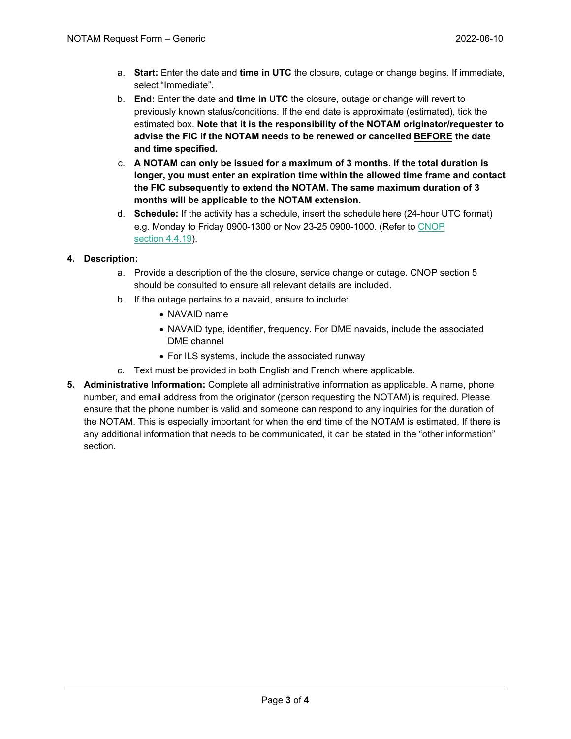a. **Start:** Enter the date and **time in UTC** the closure, outage or change begins. If immediate, select "Immediate".
b. **End:** Enter the date and **time in UTC** the closure, outage or change will revert to previously known status/conditions. If the end date is approximate (estimated), tick the estimated box. **Note that it is the responsibility of the NOTAM originator/requester to advise the FIC if the NOTAM needs to be renewed or cancelled <u>BEFORE</u> the date and time specified.**
c. **A NOTAM can only be issued for a maximum of 3 months. If the total duration is longer, you must enter an expiration time within the allowed time frame and contact the FIC subsequently to extend the NOTAM. The same maximum duration of 3 months will be applicable to the NOTAM extension.**
d. **Schedule:** If the activity has a schedule, insert the schedule here (24-hour UTC format) e.g. Monday to Friday 0900-1300 or Nov 23-25 0900-1000. (Refer to CNOP section 4.4.19).

4. **Description:**
   a. Provide a description of the the closure, service change or outage. CNOP section 5 should be consulted to ensure all relevant details are included.
   b. If the outage pertains to a navaid, ensure to include:
      - NAVAID name
      - NAVAID type, identifier, frequency. For DME navaids, include the associated DME channel
      - For ILS systems, include the associated runway
   c. Text must be provided in both English and French where applicable.

5. **Administrative Information:** Complete all administrative information as applicable. A name, phone number, and email address from the originator (person requesting the NOTAM) is required. Please ensure that the phone number is valid and someone can respond to any inquiries for the duration of the NOTAM. This is especially important for when the end time of the NOTAM is estimated. If there is any additional information that needs to be communicated, it can be stated in the "other information" section.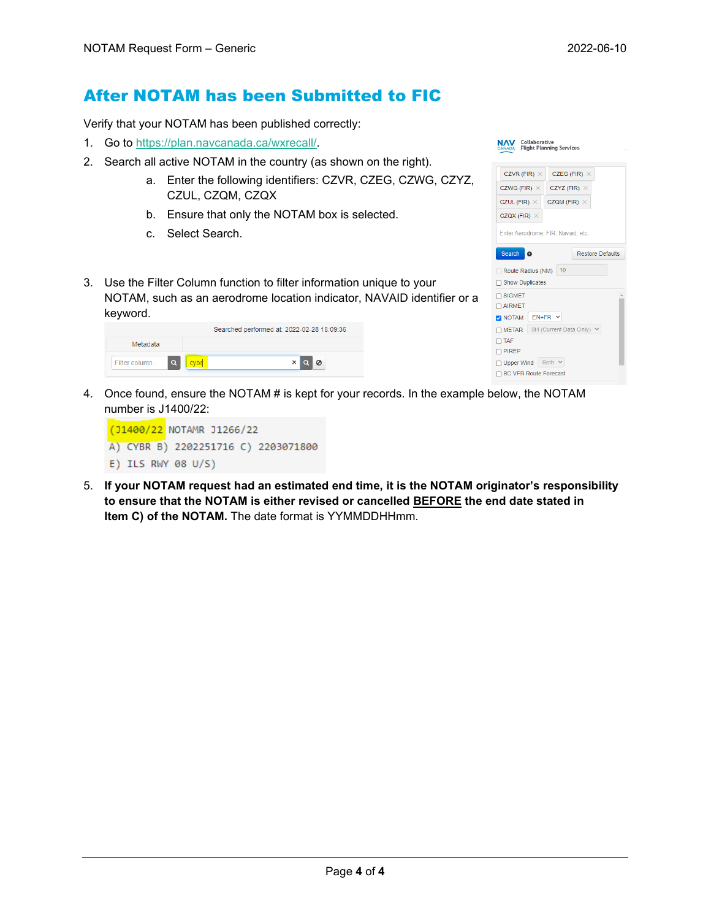# After NOTAM has been Submitted to FIC

Verify that your NOTAM has been published correctly:

1. Go to https://plan.navcanada.ca/wxrecall/.
2. Search all active NOTAM in the country (as shown on the right).
   a. Enter the following identifiers: CZVR, CZEG, CZWG, CZYZ, CZUL, CZQM, CZQX
   b. Ensure that only the NOTAM box is selected.
   c. Select Search.
3. Use the Filter Column function to filter information unique to your NOTAM, such as an aerodrome location indicator, NAVAID identifier or a keyword.
4. Once found, ensure the NOTAM # is kept for your records. In the example below, the NOTAM number is J1400/22:

```
(J1400/22 NOTAMR J1266/22
A) CYBR B) 2202251716 C) 2203071800
E) ILS RWY 08 U/S)
```

5. **If your NOTAM request had an estimated end time, it is the NOTAM originator's responsibility to ensure that the NOTAM is either revised or cancelled BEFORE the end date stated in Item C) of the NOTAM.** The date format is YYMMDDHHmm.